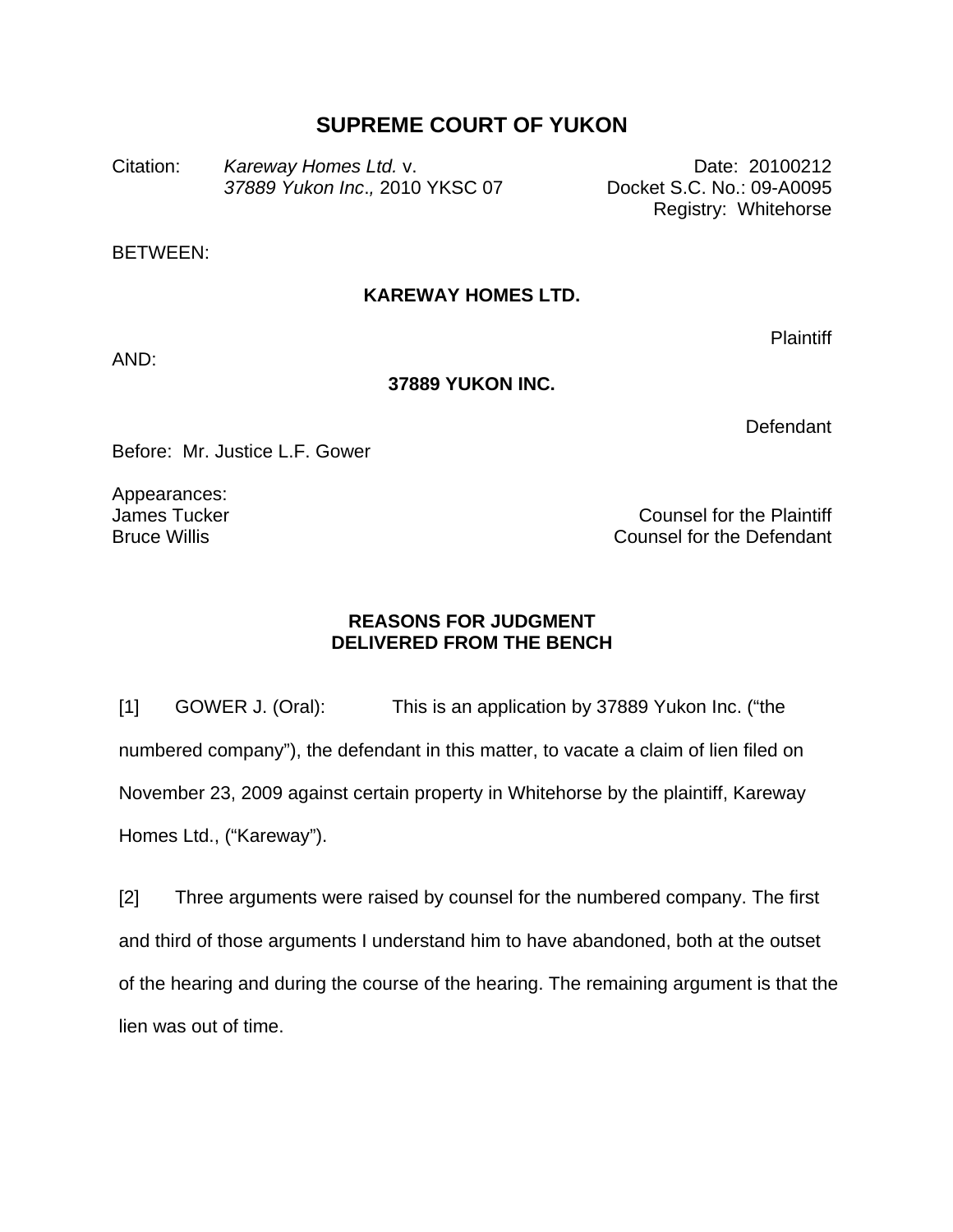# SUPREME COURT OF YUKON

Citation: *Kareway Homes Ltd.* v. *37889 Yukon Inc*., 2010 YKSC 07

Date: 20100212
Docket S.C. No.: 09-A0095
Registry: Whitehorse

BETWEEN:

**KAREWAY HOMES LTD.**

Plaintiff

AND:

**37889 YUKON INC.**

Defendant

Before: Mr. Justice L.F. Gower

Appearances:
James Tucker — Counsel for the Plaintiff
Bruce Willis — Counsel for the Defendant

## REASONS FOR JUDGMENT DELIVERED FROM THE BENCH

[1] GOWER J. (Oral): This is an application by 37889 Yukon Inc. ("the numbered company"), the defendant in this matter, to vacate a claim of lien filed on November 23, 2009 against certain property in Whitehorse by the plaintiff, Kareway Homes Ltd., ("Kareway").

[2] Three arguments were raised by counsel for the numbered company. The first and third of those arguments I understand him to have abandoned, both at the outset of the hearing and during the course of the hearing. The remaining argument is that the lien was out of time.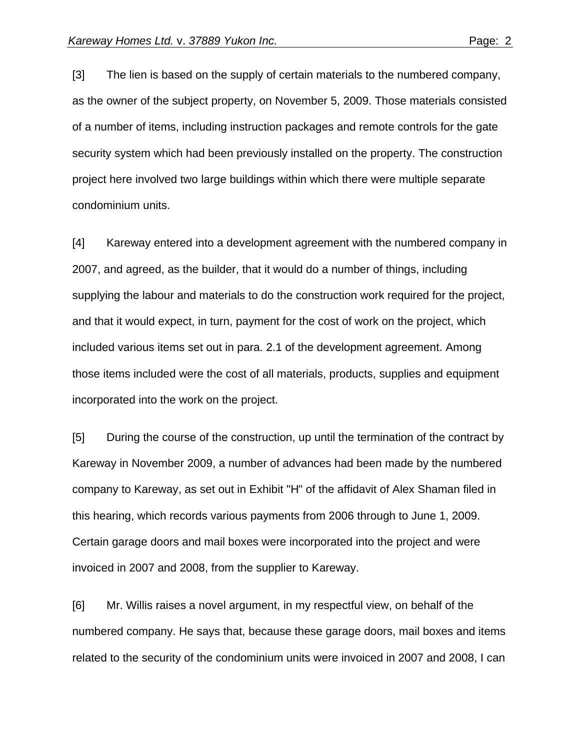[3] The lien is based on the supply of certain materials to the numbered company, as the owner of the subject property, on November 5, 2009. Those materials consisted of a number of items, including instruction packages and remote controls for the gate security system which had been previously installed on the property. The construction project here involved two large buildings within which there were multiple separate condominium units.

[4] Kareway entered into a development agreement with the numbered company in 2007, and agreed, as the builder, that it would do a number of things, including supplying the labour and materials to do the construction work required for the project, and that it would expect, in turn, payment for the cost of work on the project, which included various items set out in para. 2.1 of the development agreement. Among those items included were the cost of all materials, products, supplies and equipment incorporated into the work on the project.

[5] During the course of the construction, up until the termination of the contract by Kareway in November 2009, a number of advances had been made by the numbered company to Kareway, as set out in Exhibit "H" of the affidavit of Alex Shaman filed in this hearing, which records various payments from 2006 through to June 1, 2009. Certain garage doors and mail boxes were incorporated into the project and were invoiced in 2007 and 2008, from the supplier to Kareway.

[6] Mr. Willis raises a novel argument, in my respectful view, on behalf of the numbered company. He says that, because these garage doors, mail boxes and items related to the security of the condominium units were invoiced in 2007 and 2008, I can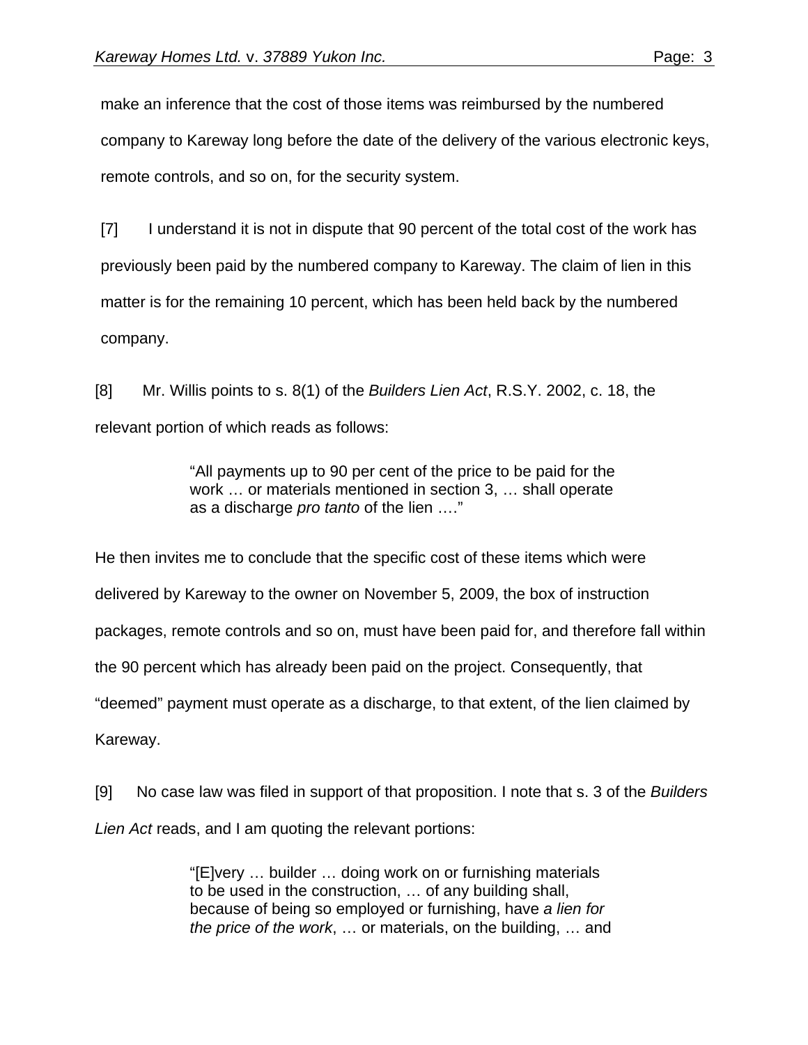make an inference that the cost of those items was reimbursed by the numbered company to Kareway long before the date of the delivery of the various electronic keys, remote controls, and so on, for the security system.

[7] I understand it is not in dispute that 90 percent of the total cost of the work has previously been paid by the numbered company to Kareway. The claim of lien in this matter is for the remaining 10 percent, which has been held back by the numbered company.

[8] Mr. Willis points to s. 8(1) of the *Builders Lien Act*, R.S.Y. 2002, c. 18, the relevant portion of which reads as follows:

> "All payments up to 90 per cent of the price to be paid for the work … or materials mentioned in section 3, … shall operate as a discharge *pro tanto* of the lien …."

He then invites me to conclude that the specific cost of these items which were delivered by Kareway to the owner on November 5, 2009, the box of instruction packages, remote controls and so on, must have been paid for, and therefore fall within the 90 percent which has already been paid on the project. Consequently, that "deemed" payment must operate as a discharge, to that extent, of the lien claimed by Kareway.

[9] No case law was filed in support of that proposition. I note that s. 3 of the *Builders Lien Act* reads, and I am quoting the relevant portions:

> "[E]very … builder … doing work on or furnishing materials to be used in the construction, … of any building shall, because of being so employed or furnishing, have *a lien for the price of the work*, … or materials, on the building, … and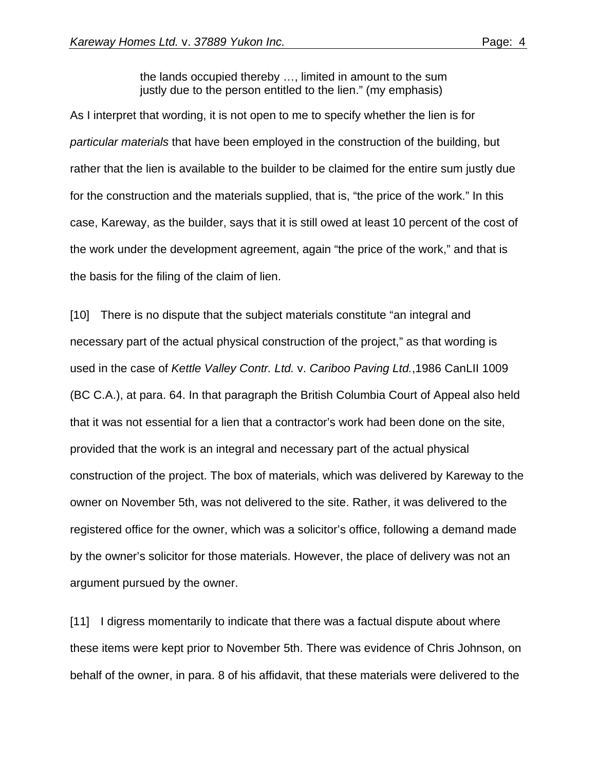> the lands occupied thereby …, limited in amount to the sum justly due to the person entitled to the lien." (my emphasis)

As I interpret that wording, it is not open to me to specify whether the lien is for *particular materials* that have been employed in the construction of the building, but rather that the lien is available to the builder to be claimed for the entire sum justly due for the construction and the materials supplied, that is, "the price of the work." In this case, Kareway, as the builder, says that it is still owed at least 10 percent of the cost of the work under the development agreement, again "the price of the work," and that is the basis for the filing of the claim of lien.

[10] There is no dispute that the subject materials constitute "an integral and necessary part of the actual physical construction of the project," as that wording is used in the case of *Kettle Valley Contr. Ltd.* v. *Cariboo Paving Ltd.*,1986 CanLII 1009 (BC C.A.), at para. 64. In that paragraph the British Columbia Court of Appeal also held that it was not essential for a lien that a contractor's work had been done on the site, provided that the work is an integral and necessary part of the actual physical construction of the project. The box of materials, which was delivered by Kareway to the owner on November 5th, was not delivered to the site. Rather, it was delivered to the registered office for the owner, which was a solicitor's office, following a demand made by the owner's solicitor for those materials. However, the place of delivery was not an argument pursued by the owner.

[11] I digress momentarily to indicate that there was a factual dispute about where these items were kept prior to November 5th. There was evidence of Chris Johnson, on behalf of the owner, in para. 8 of his affidavit, that these materials were delivered to the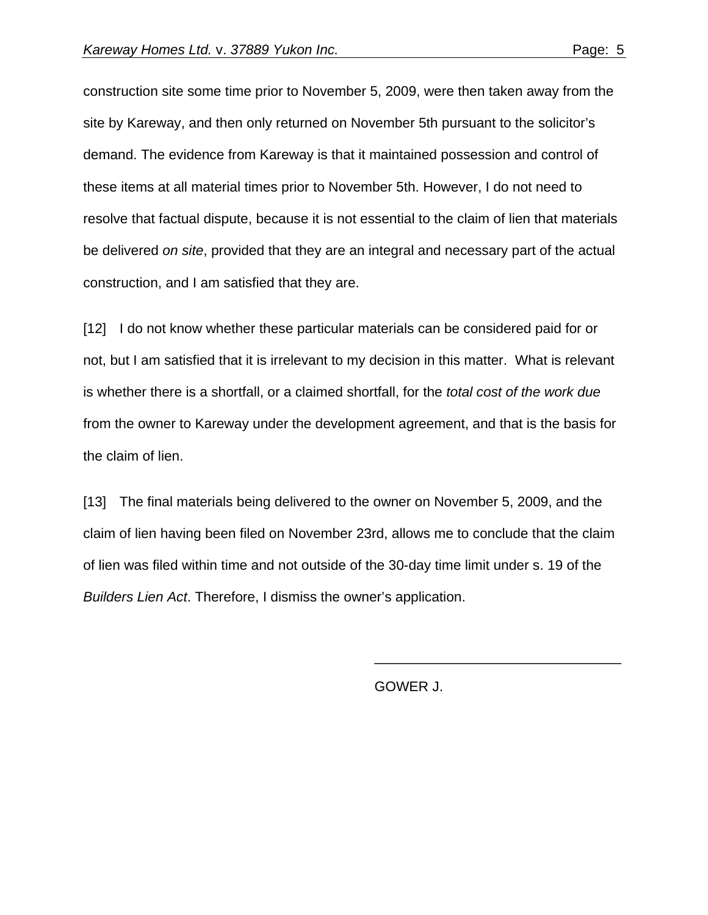construction site some time prior to November 5, 2009, were then taken away from the site by Kareway, and then only returned on November 5th pursuant to the solicitor's demand. The evidence from Kareway is that it maintained possession and control of these items at all material times prior to November 5th. However, I do not need to resolve that factual dispute, because it is not essential to the claim of lien that materials be delivered *on site*, provided that they are an integral and necessary part of the actual construction, and I am satisfied that they are.

[12] I do not know whether these particular materials can be considered paid for or not, but I am satisfied that it is irrelevant to my decision in this matter. What is relevant is whether there is a shortfall, or a claimed shortfall, for the *total cost of the work due* from the owner to Kareway under the development agreement, and that is the basis for the claim of lien.

[13] The final materials being delivered to the owner on November 5, 2009, and the claim of lien having been filed on November 23rd, allows me to conclude that the claim of lien was filed within time and not outside of the 30-day time limit under s. 19 of the *Builders Lien Act*. Therefore, I dismiss the owner's application.

\_\_\_\_\_\_\_\_\_\_\_\_\_\_\_\_\_\_\_\_\_\_\_\_\_\_\_\_\_\_\_\_

GOWER J.